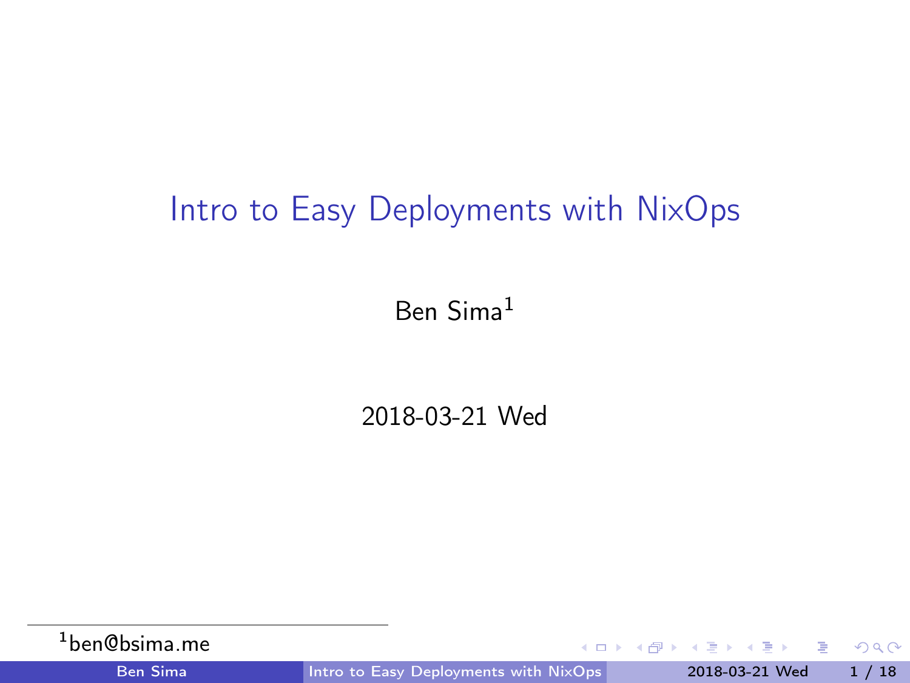# Intro to Easy Deployments with NixOps

Ben Sima[1]

2018-03-21 Wed

[1] ben@bsima.me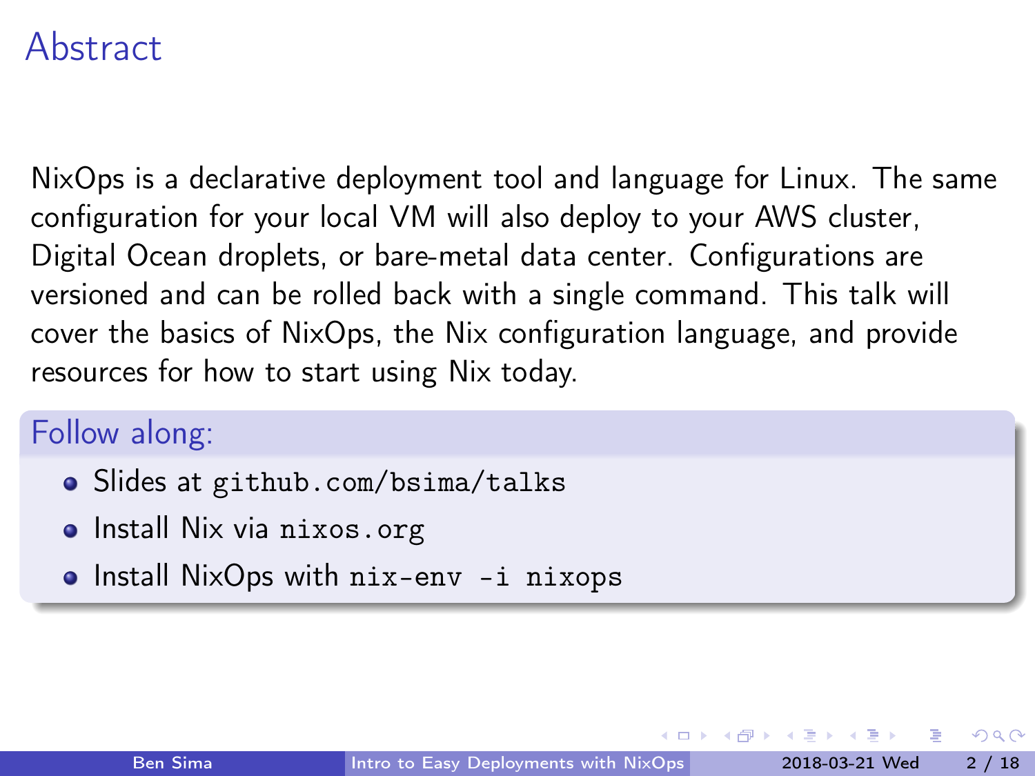# Abstract

NixOps is a declarative deployment tool and language for Linux. The same configuration for your local VM will also deploy to your AWS cluster, Digital Ocean droplets, or bare-metal data center. Configurations are versioned and can be rolled back with a single command. This talk will cover the basics of NixOps, the Nix configuration language, and provide resources for how to start using Nix today.

## Follow along:

- Slides at `github.com/bsima/talks`
- Install Nix via `nixos.org`
- Install NixOps with `nix-env -i nixops`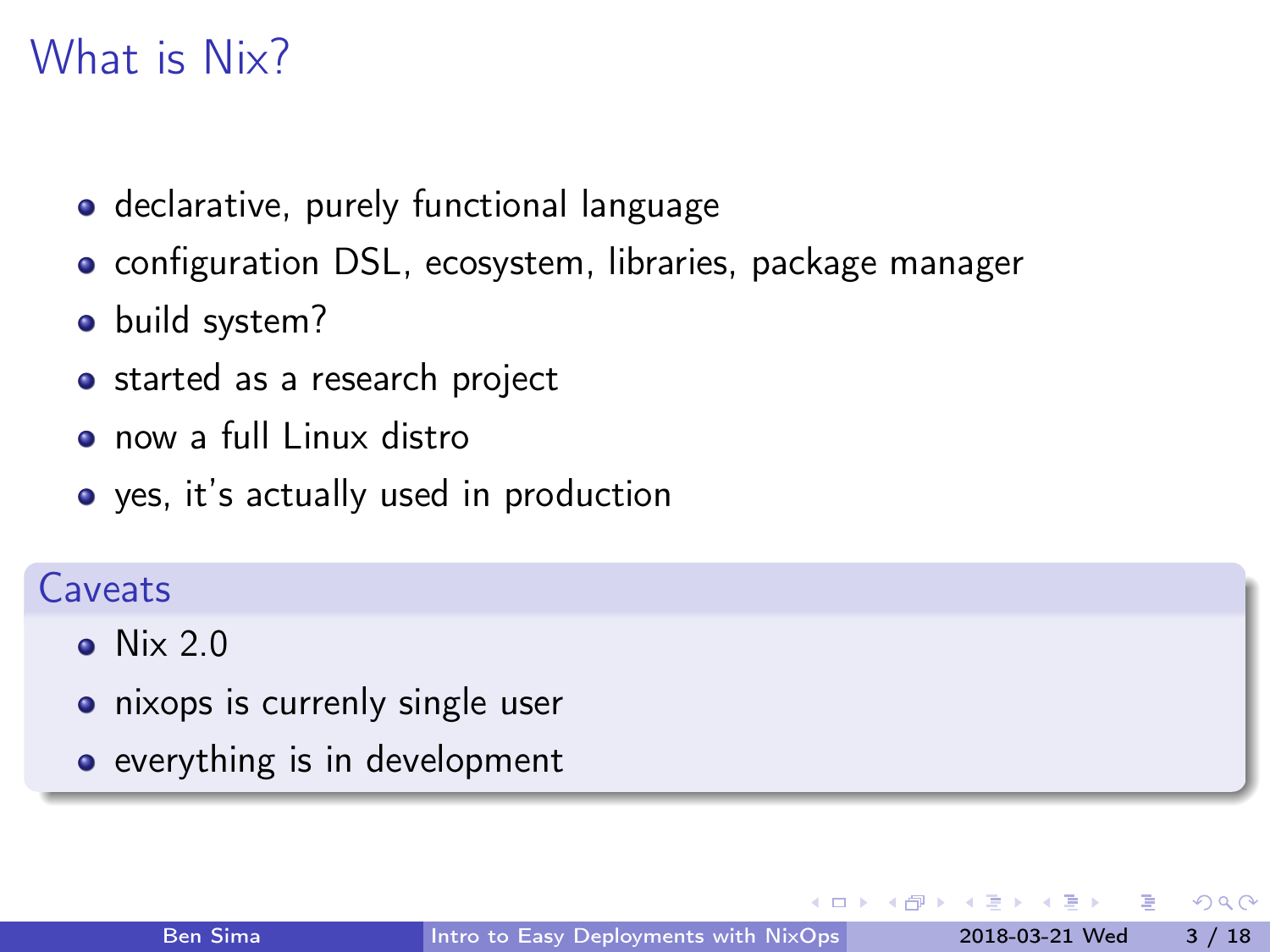# What is Nix?

- declarative, purely functional language
- configuration DSL, ecosystem, libraries, package manager
- build system?
- started as a research project
- now a full Linux distro
- yes, it's actually used in production

## Caveats

- Nix 2.0
- nixops is currenly single user
- everything is in development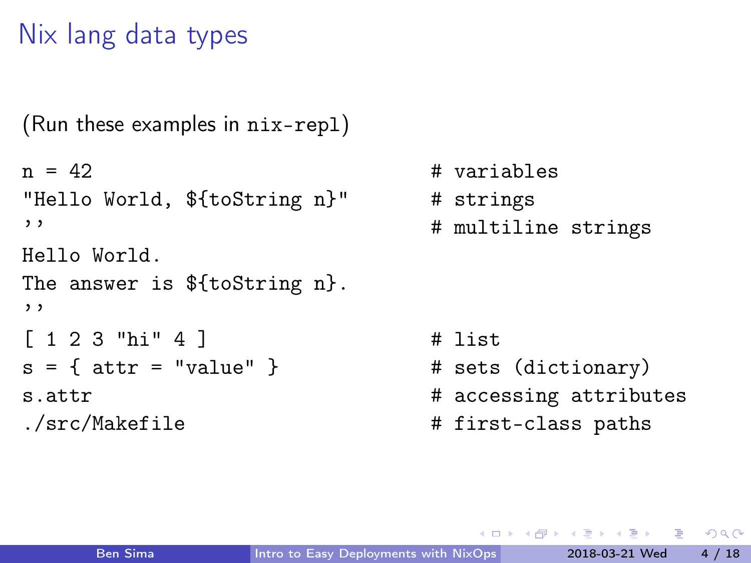# Nix lang data types

(Run these examples in `nix-repl`)

```
n = 42                              # variables
"Hello World, ${toString n}"        # strings
''                                  # multiline strings
Hello World.
The answer is ${toString n}.
''
[ 1 2 3 "hi" 4 ]                    # list
s = { attr = "value" }              # sets (dictionary)
s.attr                              # accessing attributes
./src/Makefile                      # first-class paths
```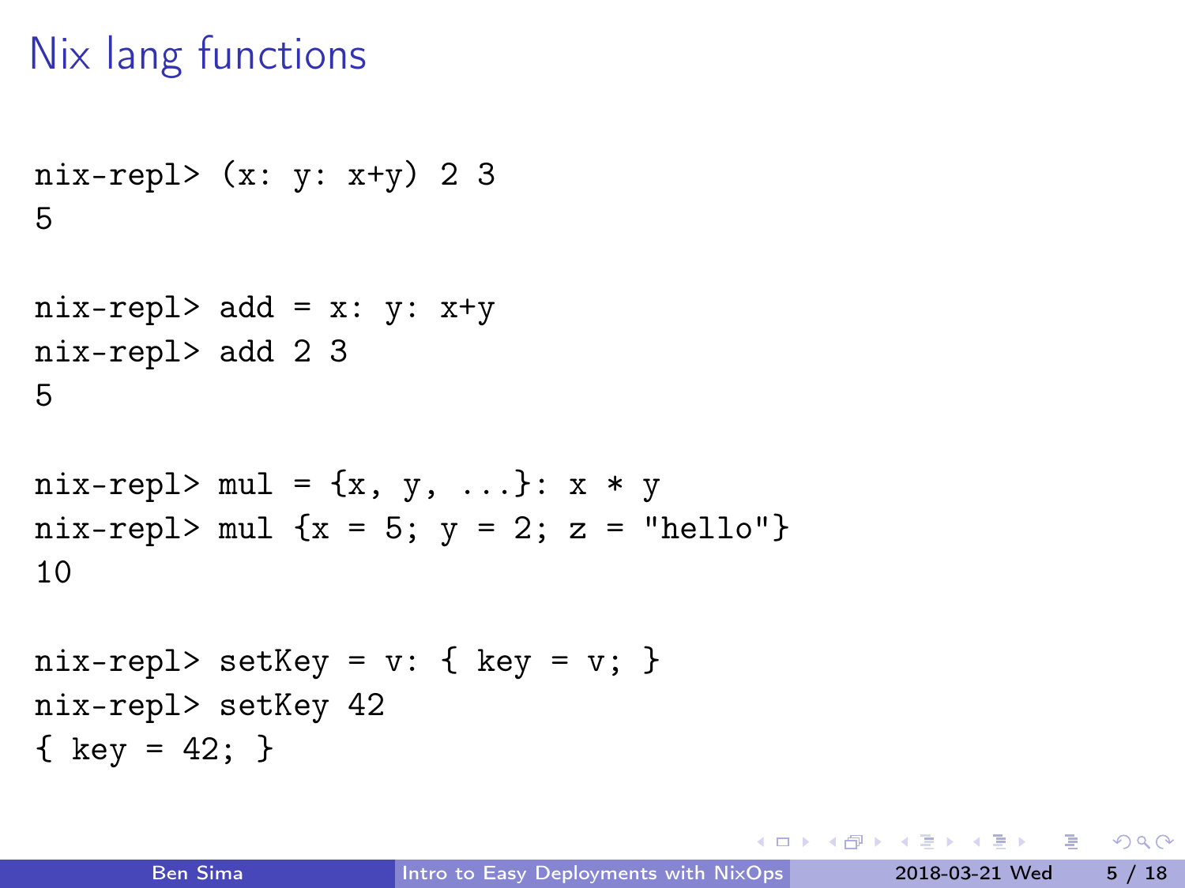# Nix lang functions

```
nix-repl> (x: y: x+y) 2 3
5

nix-repl> add = x: y: x+y
nix-repl> add 2 3
5

nix-repl> mul = {x, y, ...}: x * y
nix-repl> mul {x = 5; y = 2; z = "hello"}
10

nix-repl> setKey = v: { key = v; }
nix-repl> setKey 42
{ key = 42; }
```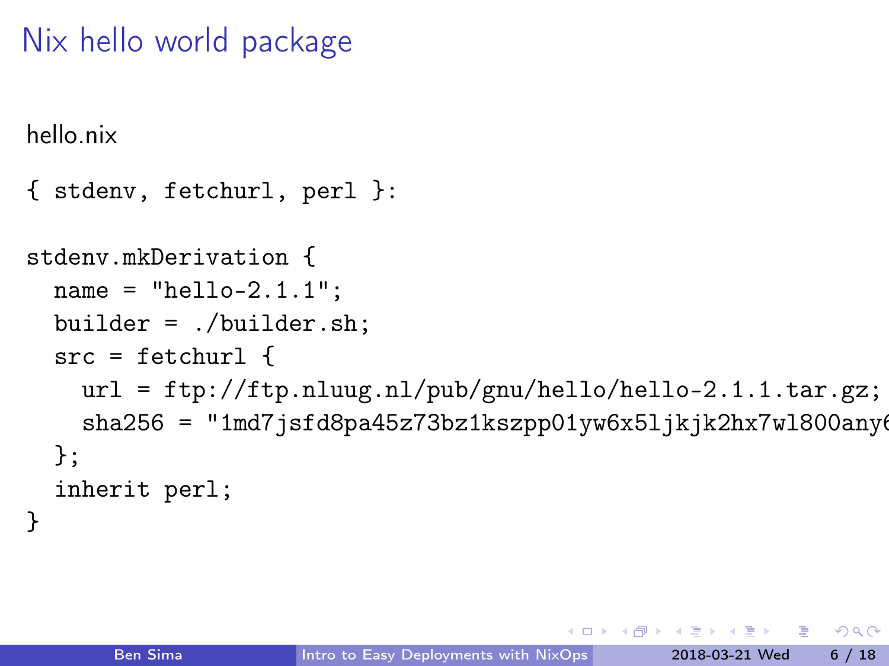# Nix hello world package

hello.nix

```
{ stdenv, fetchurl, perl }:

stdenv.mkDerivation {
  name = "hello-2.1.1";
  builder = ./builder.sh;
  src = fetchurl {
    url = ftp://ftp.nluug.nl/pub/gnu/hello/hello-2.1.1.tar.gz;
    sha256 = "1md7jsfd8pa45z73bz1kszpp01yw6x5ljkjk2hx7wl800any6
  };
  inherit perl;
}
```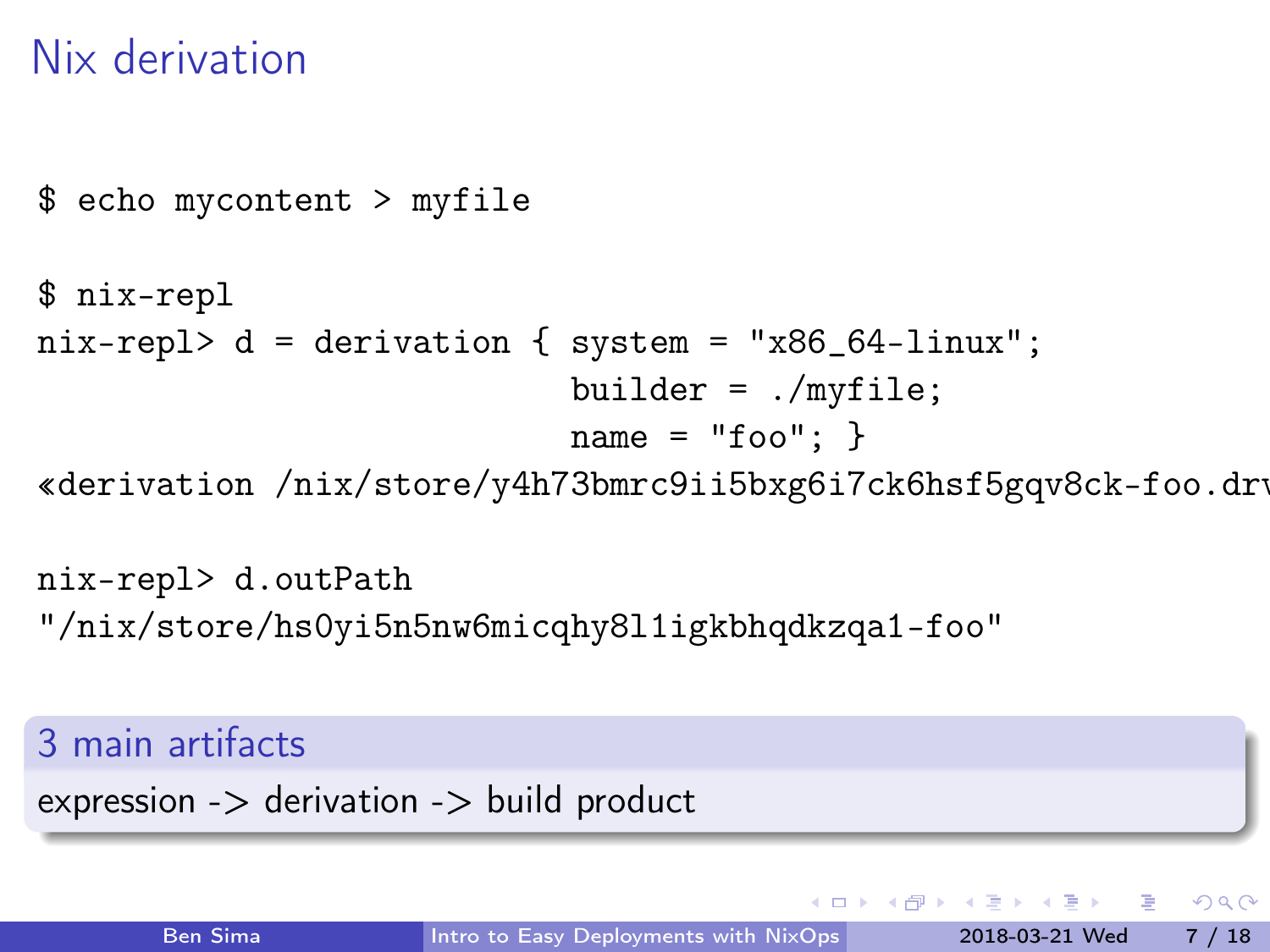# Nix derivation

```
$ echo mycontent > myfile

$ nix-repl
nix-repl> d = derivation { system = "x86_64-linux";
                           builder = ./myfile;
                           name = "foo"; }
«derivation /nix/store/y4h73bmrc9ii5bxg6i7ck6hsf5gqv8ck-foo.drv

nix-repl> d.outPath
"/nix/store/hs0yi5n5nw6micqhy8l1igkbhqdkzqa1-foo"
```

## 3 main artifacts

expression -> derivation -> build product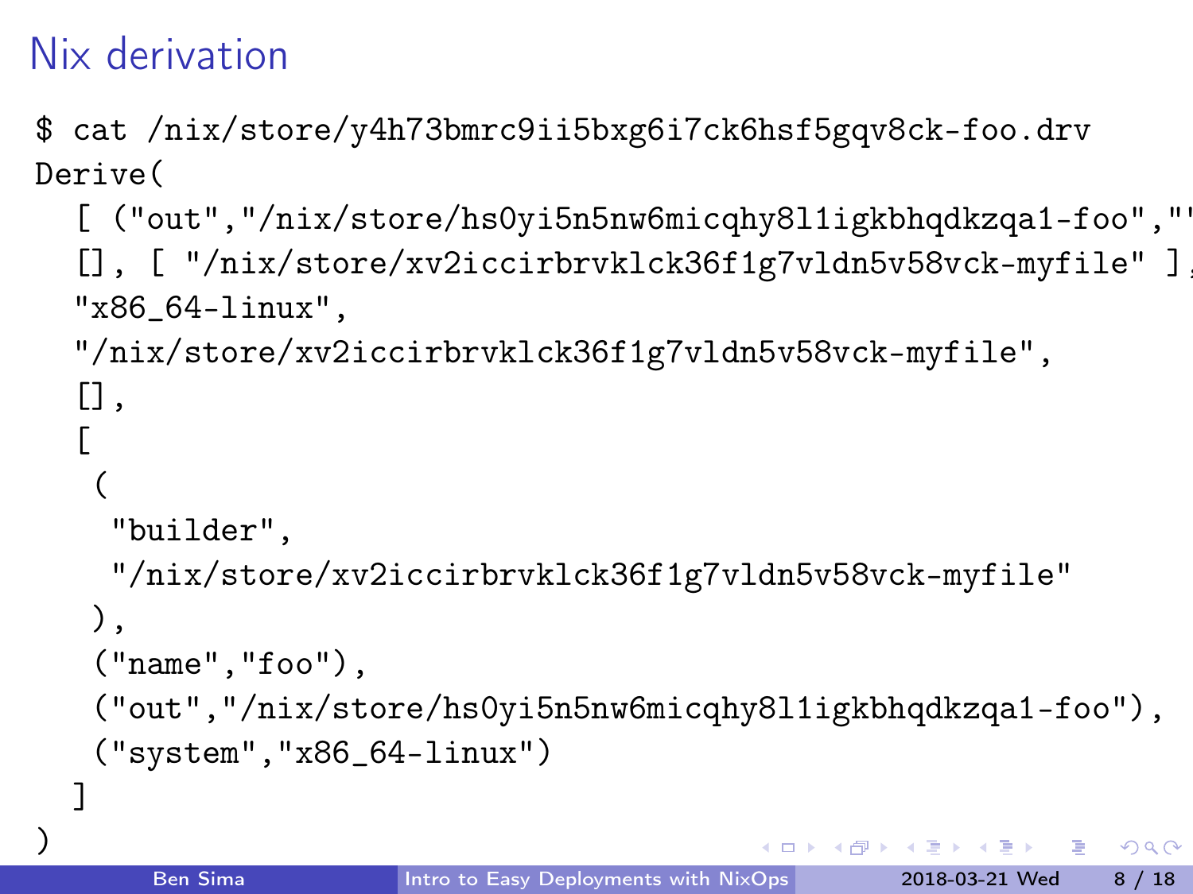# Nix derivation

```
$ cat /nix/store/y4h73bmrc9ii5bxg6i7ck6hsf5gqv8ck-foo.drv
Derive(
  [ ("out","/nix/store/hs0yi5n5nw6micqhy8l1igkbhqdkzqa1-foo","'
  [], [ "/nix/store/xv2iccirbrvklck36f1g7vldn5v58vck-myfile" ],
  "x86_64-linux",
  "/nix/store/xv2iccirbrvklck36f1g7vldn5v58vck-myfile",
  [],
  [
   (
    "builder",
    "/nix/store/xv2iccirbrvklck36f1g7vldn5v58vck-myfile"
   ),
   ("name","foo"),
   ("out","/nix/store/hs0yi5n5nw6micqhy8l1igkbhqdkzqa1-foo"),
   ("system","x86_64-linux")
  ]
)
```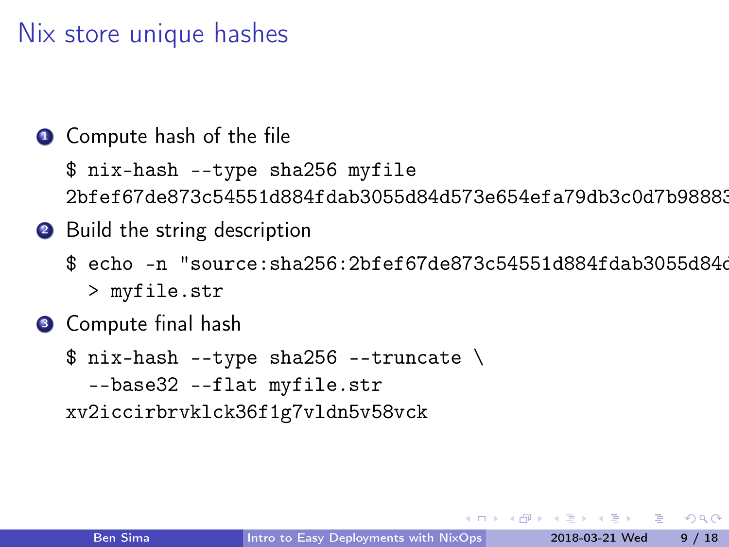# Nix store unique hashes

1. Compute hash of the file

   ```
   $ nix-hash --type sha256 myfile
   2bfef67de873c54551d884fdab3055d84d573e654efa79db3c0d7b98883
   ```

2. Build the string description

   ```
   $ echo -n "source:sha256:2bfef67de873c54551d884fdab3055d84d
     > myfile.str
   ```

3. Compute final hash

   ```
   $ nix-hash --type sha256 --truncate \
     --base32 --flat myfile.str
   xv2iccirbrvklck36f1g7vldn5v58vck
   ```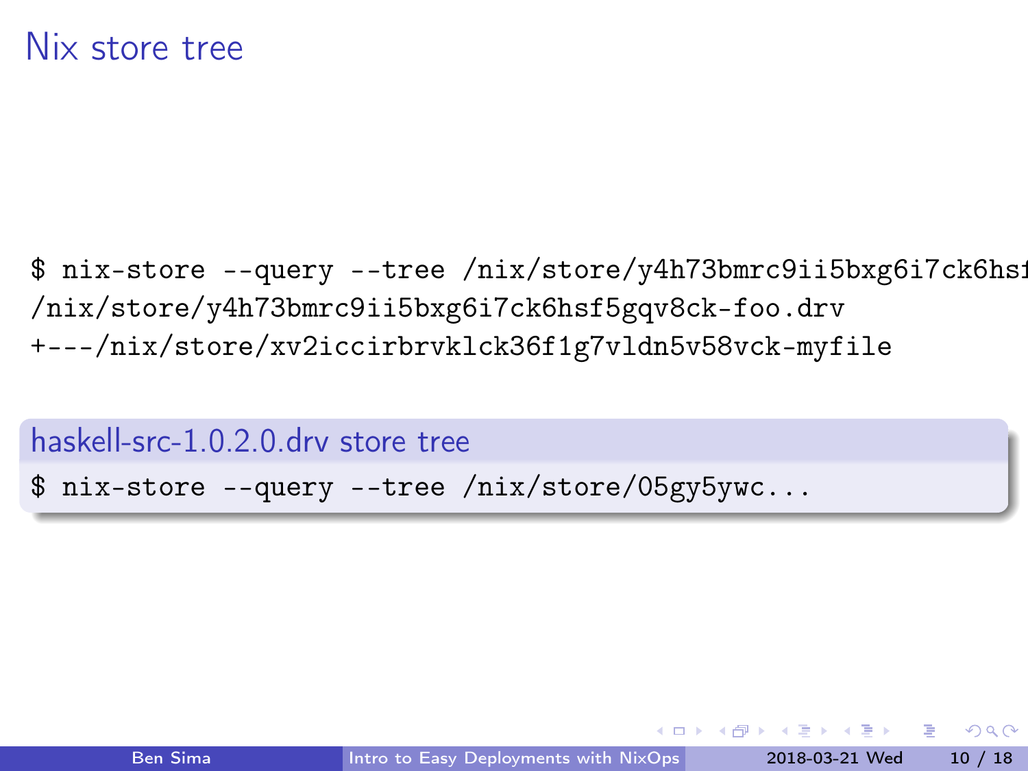# Nix store tree

```
$ nix-store --query --tree /nix/store/y4h73bmrc9ii5bxg6i7ck6hsf
/nix/store/y4h73bmrc9ii5bxg6i7ck6hsf5gqv8ck-foo.drv
+---/nix/store/xv2iccirbrvklck36f1g7vldn5v58vck-myfile
```

### haskell-src-1.0.2.0.drv store tree

```
$ nix-store --query --tree /nix/store/05gy5ywc...
```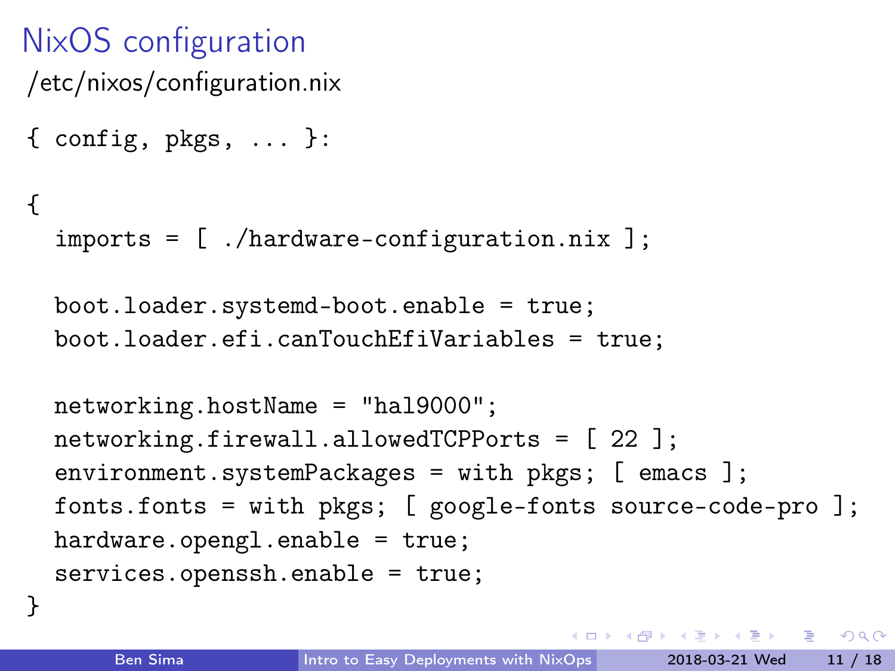# NixOS configuration

/etc/nixos/configuration.nix

```
{ config, pkgs, ... }:

{
  imports = [ ./hardware-configuration.nix ];

  boot.loader.systemd-boot.enable = true;
  boot.loader.efi.canTouchEfiVariables = true;

  networking.hostName = "hal9000";
  networking.firewall.allowedTCPPorts = [ 22 ];
  environment.systemPackages = with pkgs; [ emacs ];
  fonts.fonts = with pkgs; [ google-fonts source-code-pro ];
  hardware.opengl.enable = true;
  services.openssh.enable = true;
}
```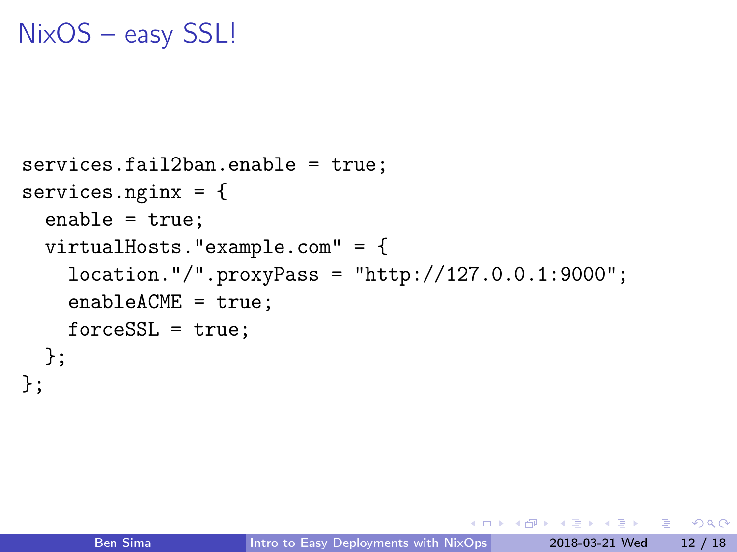# NixOS – easy SSL!

```
services.fail2ban.enable = true;
services.nginx = {
  enable = true;
  virtualHosts."example.com" = {
    location."/".proxyPass = "http://127.0.0.1:9000";
    enableACME = true;
    forceSSL = true;
  };
};
```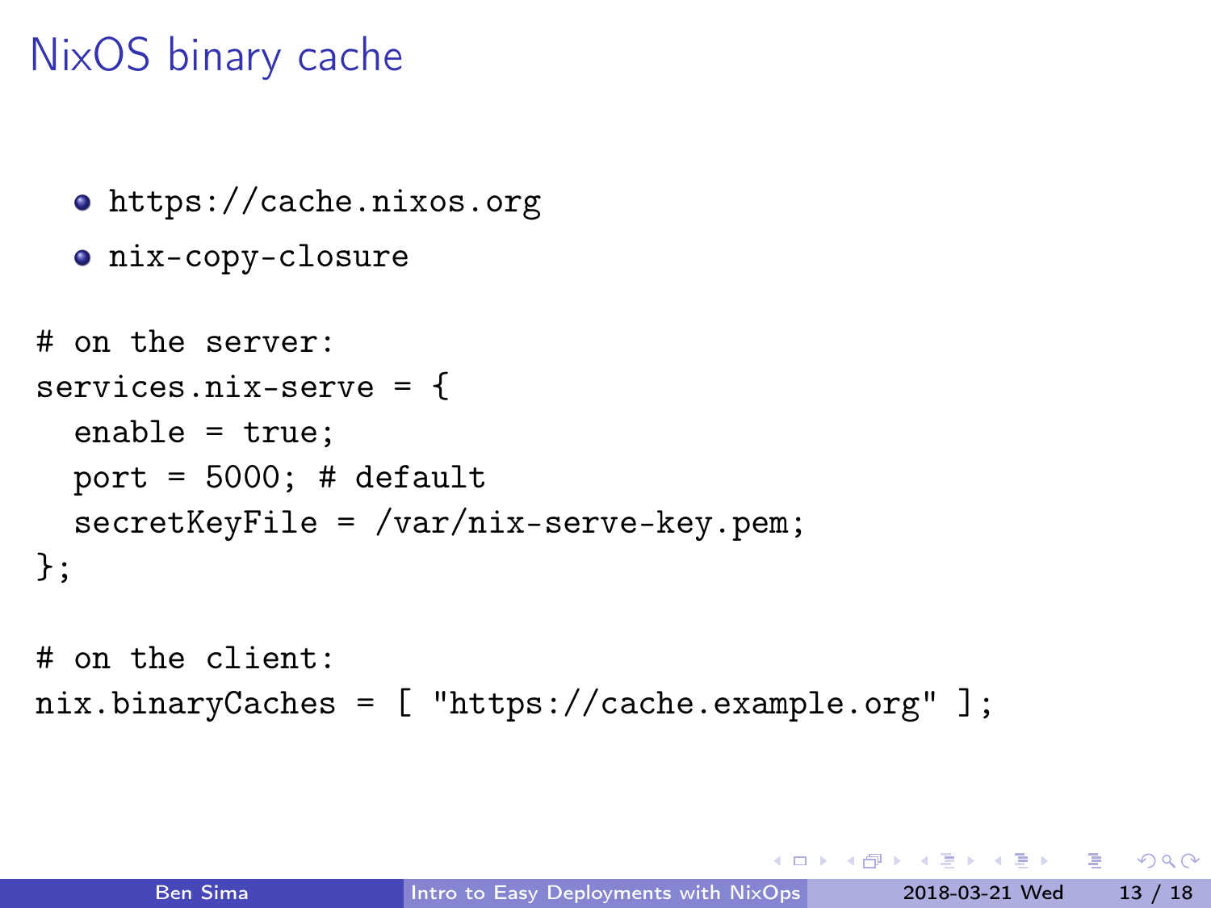# NixOS binary cache

- `https://cache.nixos.org`
- `nix-copy-closure`

```
# on the server:
services.nix-serve = {
  enable = true;
  port = 5000; # default
  secretKeyFile = /var/nix-serve-key.pem;
};

# on the client:
nix.binaryCaches = [ "https://cache.example.org" ];
```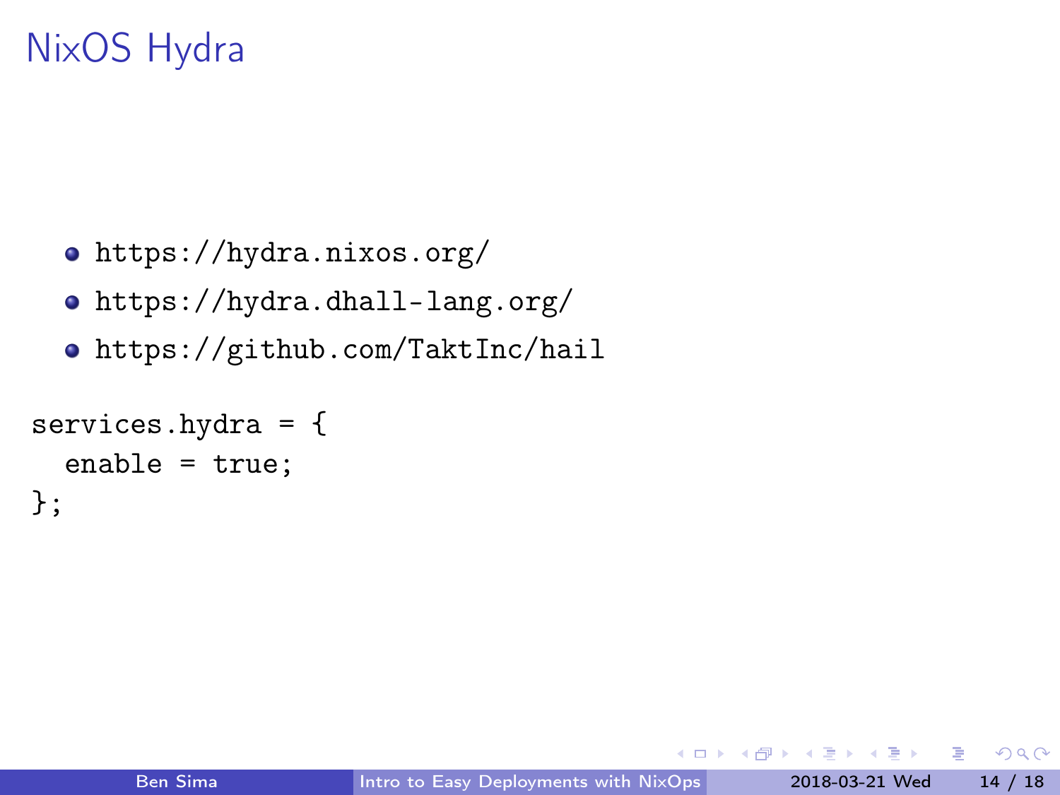# NixOS Hydra

- https://hydra.nixos.org/
- https://hydra.dhall-lang.org/
- https://github.com/TaktInc/hail

```
services.hydra = {
  enable = true;
};
```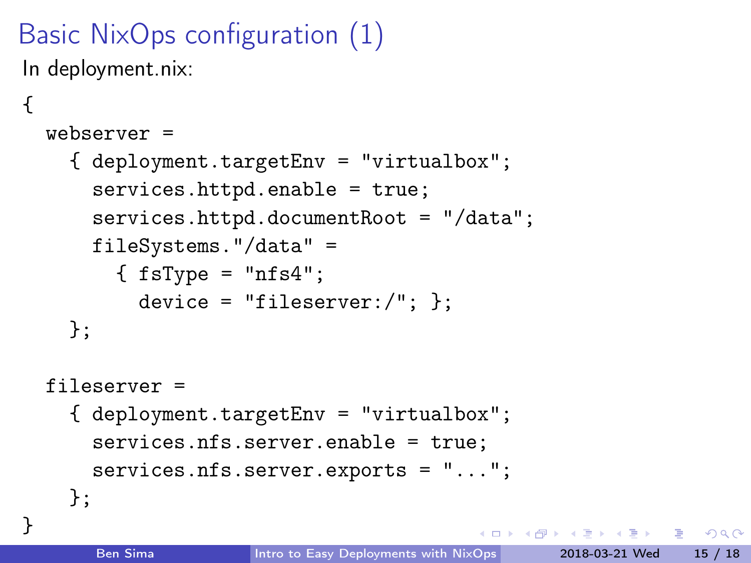# Basic NixOps configuration (1)

In deployment.nix:

```
{
  webserver =
    { deployment.targetEnv = "virtualbox";
      services.httpd.enable = true;
      services.httpd.documentRoot = "/data";
      fileSystems."/data" =
        { fsType = "nfs4";
          device = "fileserver:/"; };
    };

  fileserver =
    { deployment.targetEnv = "virtualbox";
      services.nfs.server.enable = true;
      services.nfs.server.exports = "...";
    };
}
```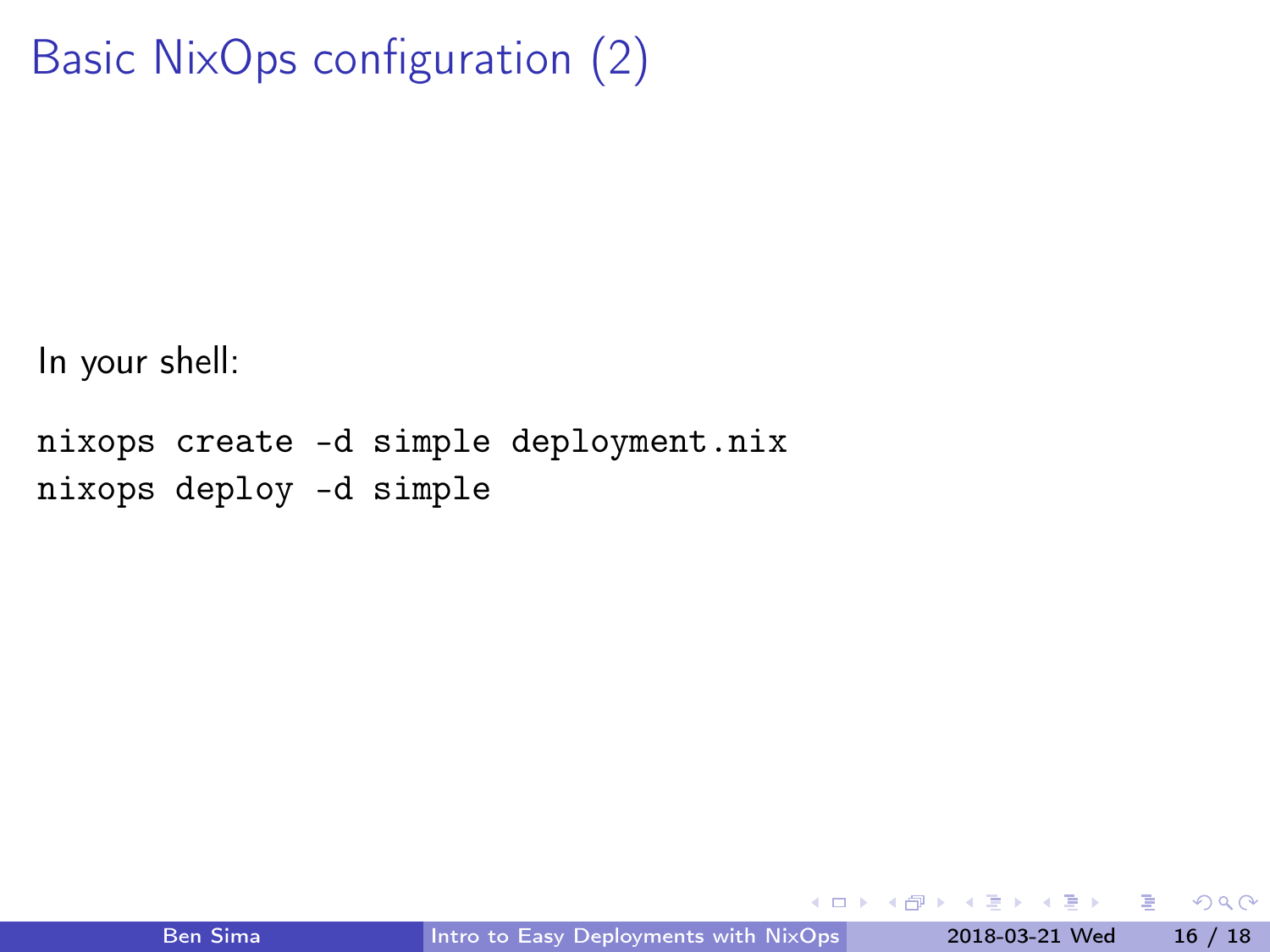# Basic NixOps configuration (2)

In your shell:

```
nixops create -d simple deployment.nix
nixops deploy -d simple
```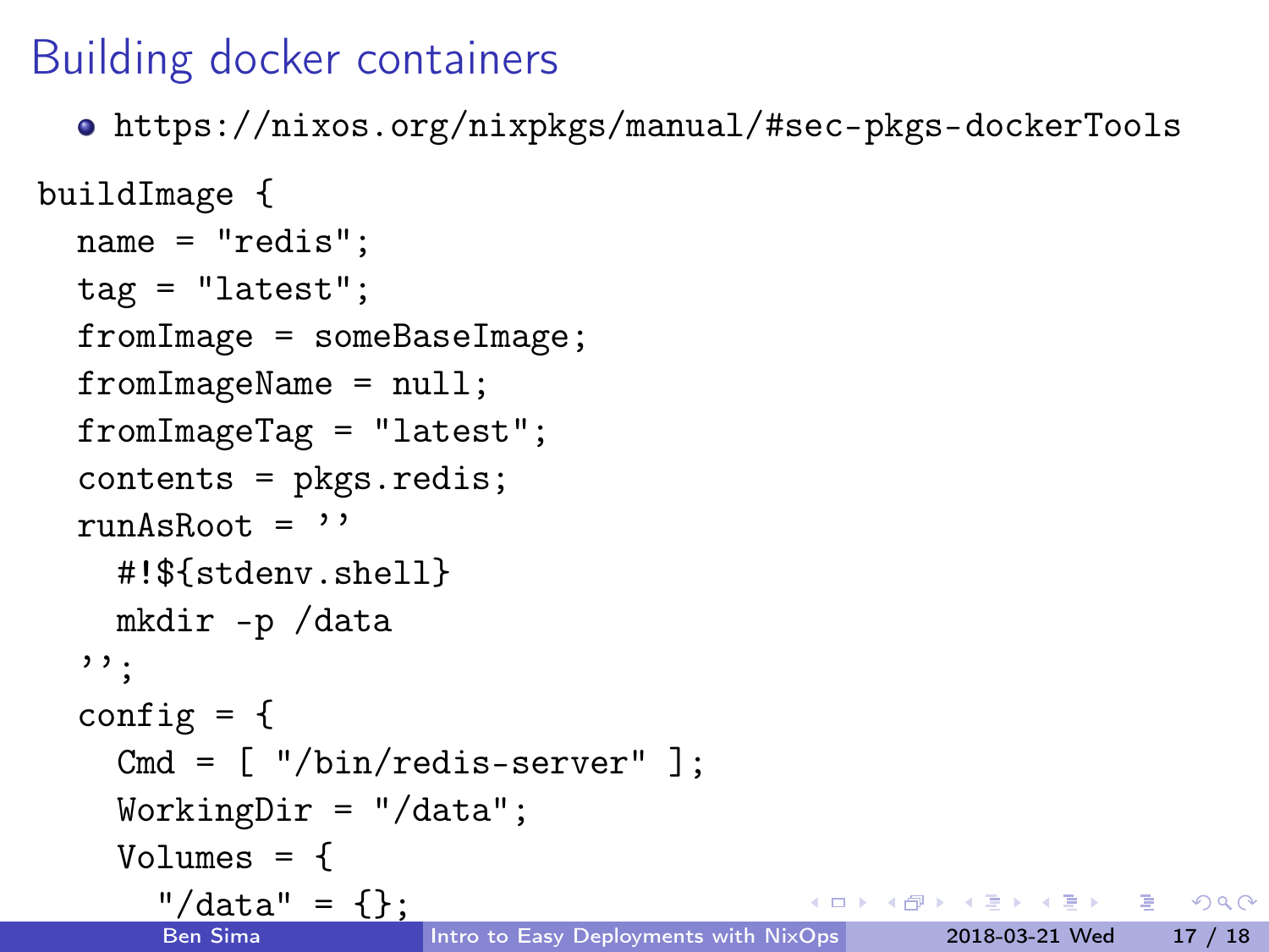# Building docker containers

- https://nixos.org/nixpkgs/manual/#sec-pkgs-dockerTools

```
buildImage {
  name = "redis";
  tag = "latest";
  fromImage = someBaseImage;
  fromImageName = null;
  fromImageTag = "latest";
  contents = pkgs.redis;
  runAsRoot = ''
    #!${stdenv.shell}
    mkdir -p /data
  '';
  config = {
    Cmd = [ "/bin/redis-server" ];
    WorkingDir = "/data";
    Volumes = {
      "/data" = {};
```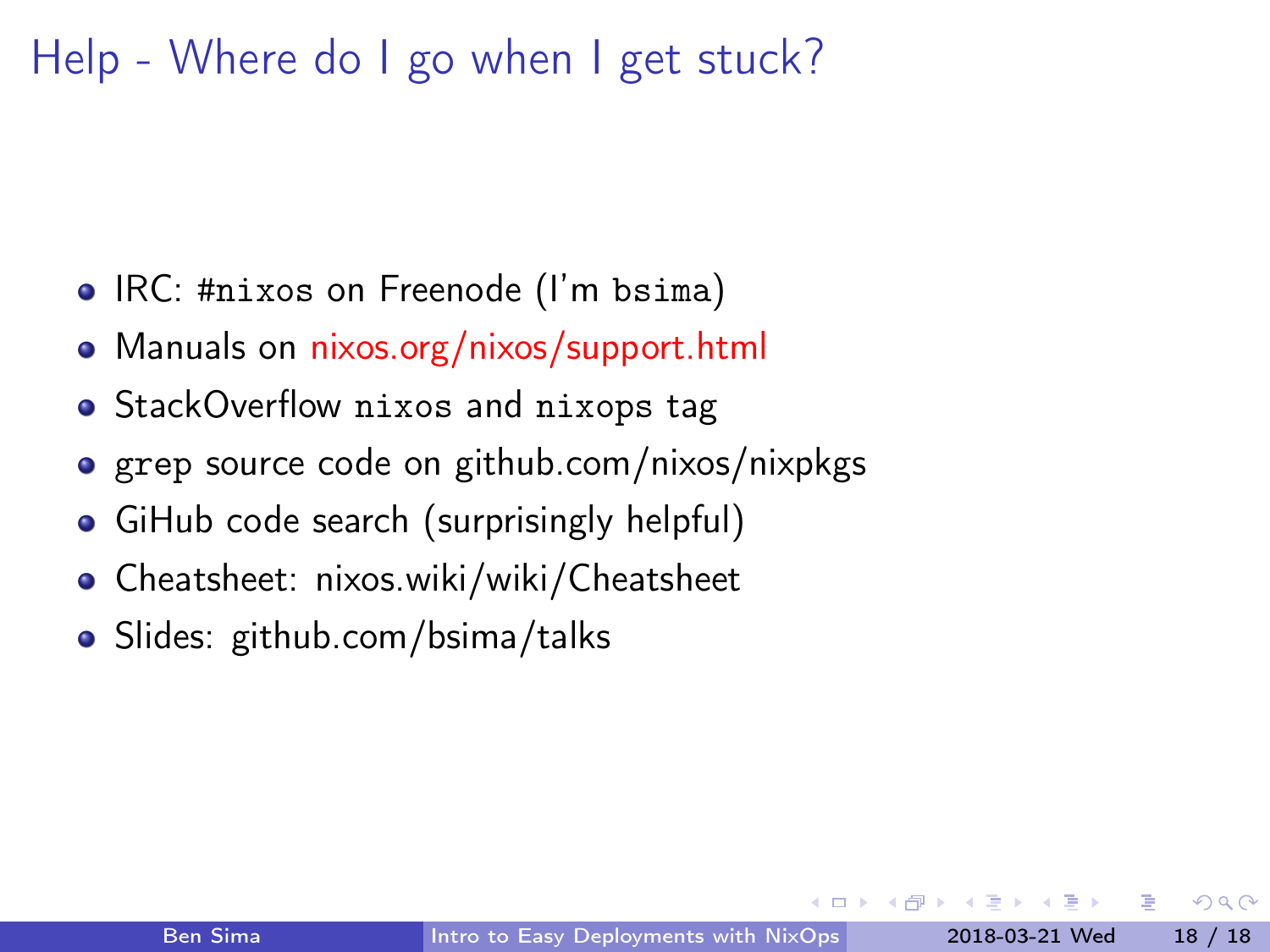# Help - Where do I go when I get stuck?

- IRC: `#nixos` on Freenode (I'm `bsima`)
- Manuals on nixos.org/nixos/support.html
- StackOverflow `nixos` and `nixops` tag
- `grep` source code on github.com/nixos/nixpkgs
- GiHub code search (surprisingly helpful)
- Cheatsheet: nixos.wiki/wiki/Cheatsheet
- Slides: github.com/bsima/talks